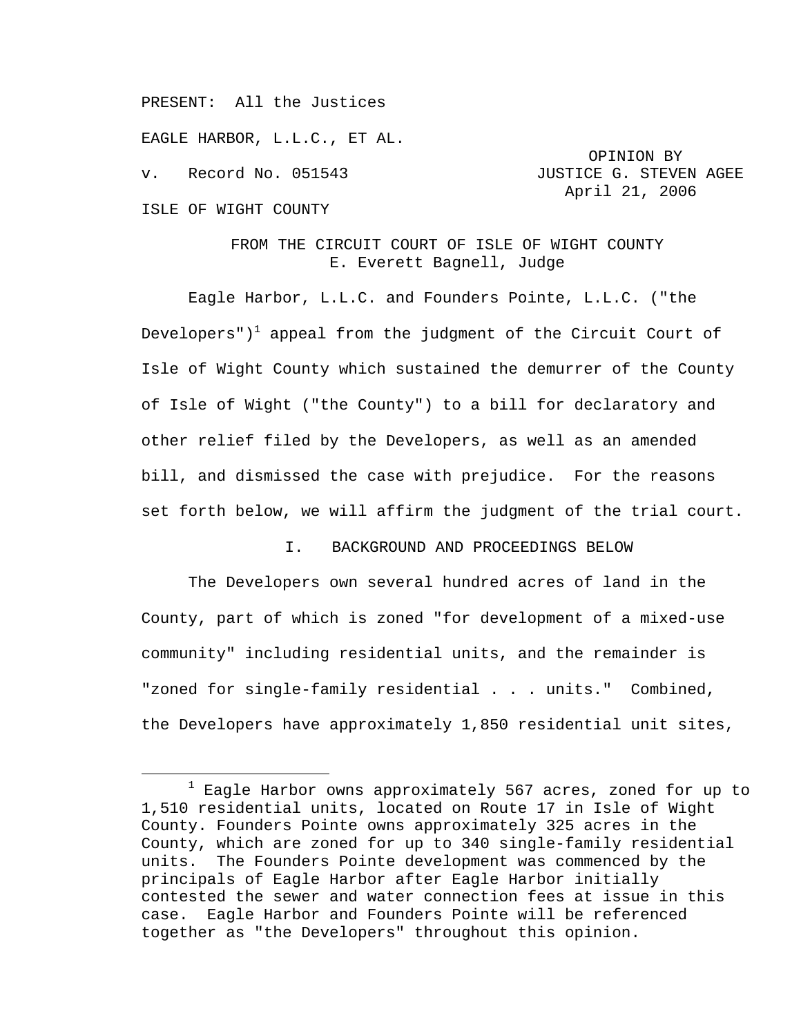PRESENT: All the Justices

EAGLE HARBOR, L.L.C., ET AL.

v. Record No. 051543

OPINION BY JUSTICE G. STEVEN AGEE
April 21, 2006

ISLE OF WIGHT COUNTY

FROM THE CIRCUIT COURT OF ISLE OF WIGHT COUNTY
E. Everett Bagnell, Judge

Eagle Harbor, L.L.C. and Founders Pointe, L.L.C. ("the Developers")[1] appeal from the judgment of the Circuit Court of Isle of Wight County which sustained the demurrer of the County of Isle of Wight ("the County") to a bill for declaratory and other relief filed by the Developers, as well as an amended bill, and dismissed the case with prejudice. For the reasons set forth below, we will affirm the judgment of the trial court.

## I. BACKGROUND AND PROCEEDINGS BELOW

The Developers own several hundred acres of land in the County, part of which is zoned "for development of a mixed-use community" including residential units, and the remainder is "zoned for single-family residential . . . units." Combined, the Developers have approximately 1,850 residential unit sites,

---

[1] Eagle Harbor owns approximately 567 acres, zoned for up to 1,510 residential units, located on Route 17 in Isle of Wight County. Founders Pointe owns approximately 325 acres in the County, which are zoned for up to 340 single-family residential units. The Founders Pointe development was commenced by the principals of Eagle Harbor after Eagle Harbor initially contested the sewer and water connection fees at issue in this case. Eagle Harbor and Founders Pointe will be referenced together as "the Developers" throughout this opinion.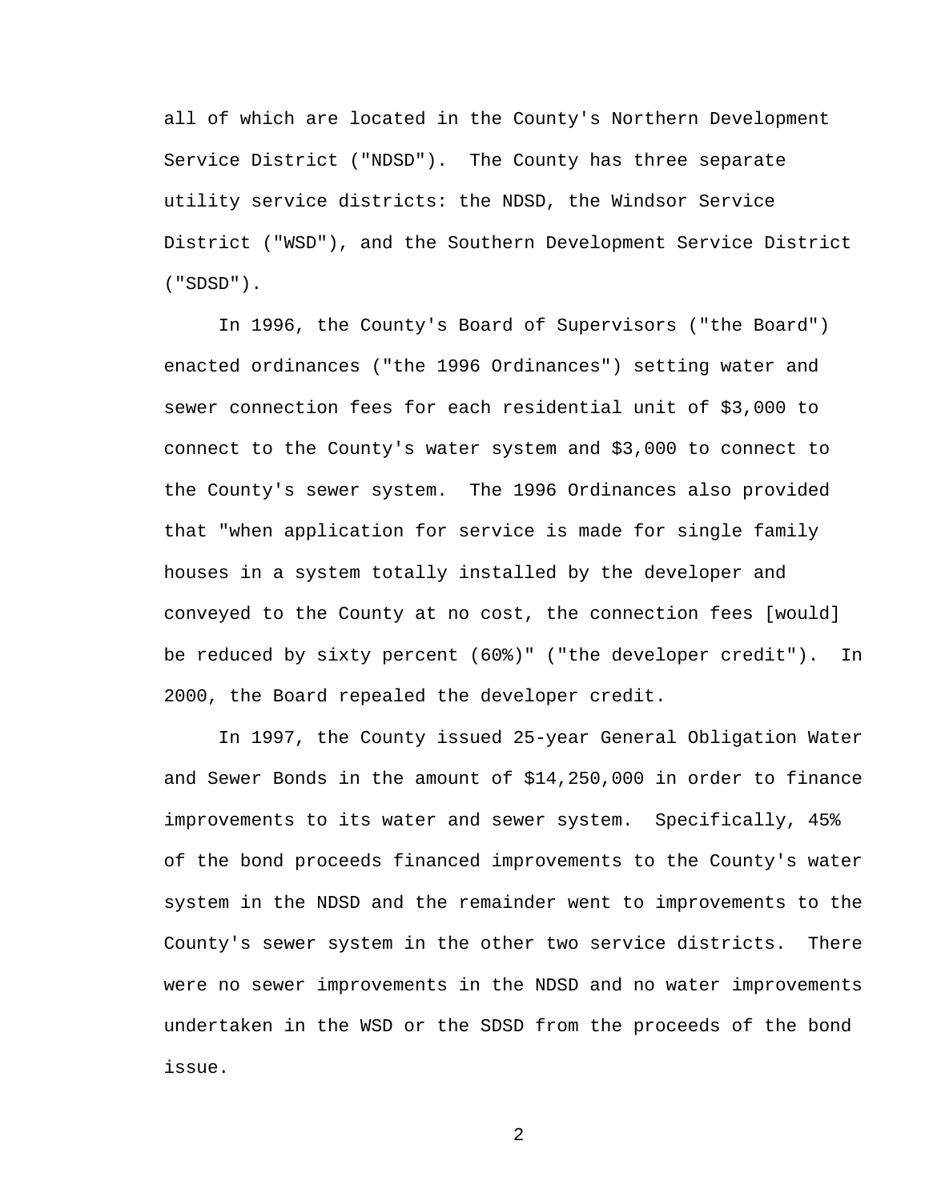all of which are located in the County's Northern Development Service District ("NDSD"). The County has three separate utility service districts: the NDSD, the Windsor Service District ("WSD"), and the Southern Development Service District ("SDSD").

In 1996, the County's Board of Supervisors ("the Board") enacted ordinances ("the 1996 Ordinances") setting water and sewer connection fees for each residential unit of $3,000 to connect to the County's water system and $3,000 to connect to the County's sewer system. The 1996 Ordinances also provided that "when application for service is made for single family houses in a system totally installed by the developer and conveyed to the County at no cost, the connection fees [would] be reduced by sixty percent (60%)" ("the developer credit"). In 2000, the Board repealed the developer credit.

In 1997, the County issued 25-year General Obligation Water and Sewer Bonds in the amount of $14,250,000 in order to finance improvements to its water and sewer system. Specifically, 45% of the bond proceeds financed improvements to the County's water system in the NDSD and the remainder went to improvements to the County's sewer system in the other two service districts. There were no sewer improvements in the NDSD and no water improvements undertaken in the WSD or the SDSD from the proceeds of the bond issue.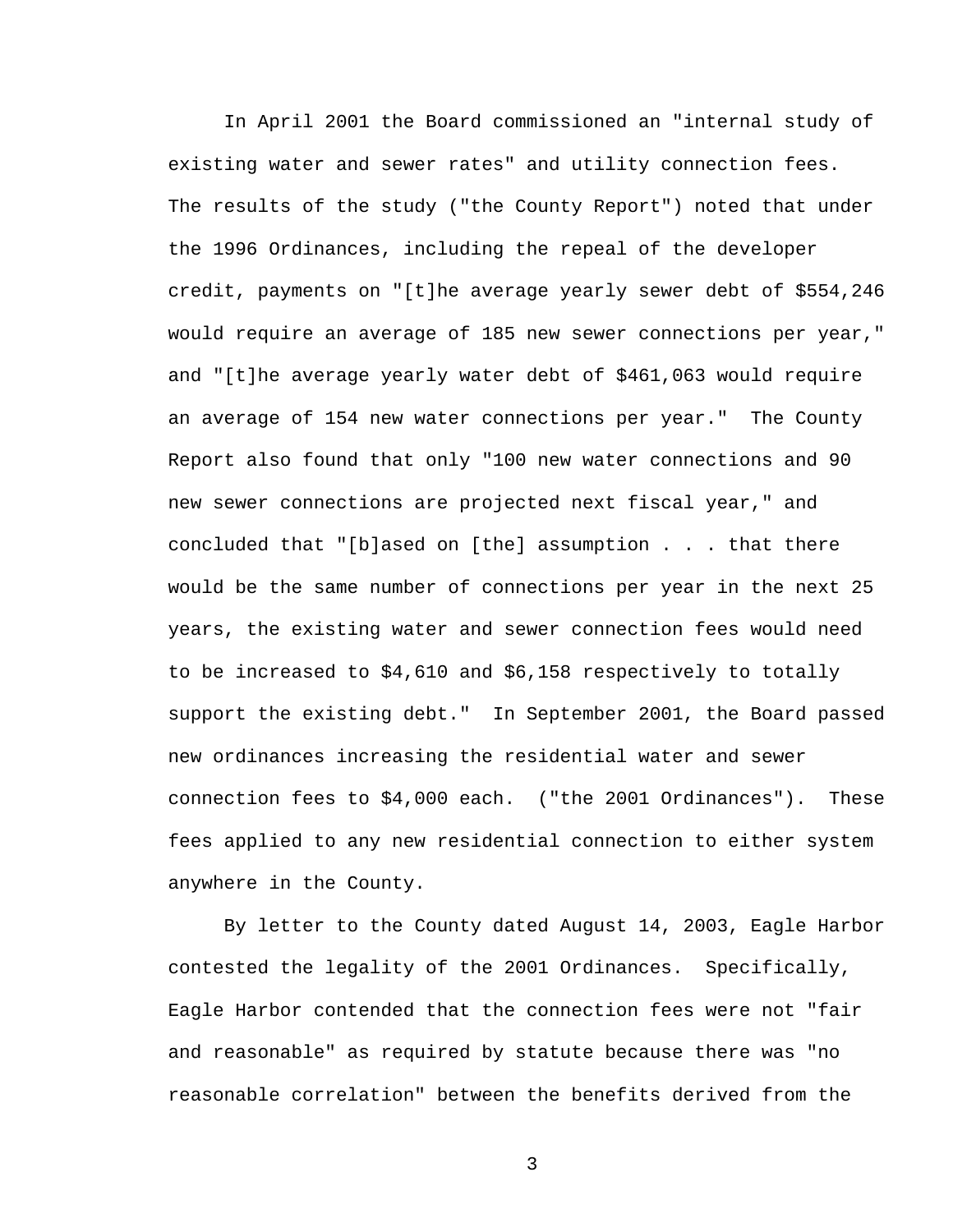In April 2001 the Board commissioned an "internal study of existing water and sewer rates" and utility connection fees. The results of the study ("the County Report") noted that under the 1996 Ordinances, including the repeal of the developer credit, payments on "[t]he average yearly sewer debt of $554,246 would require an average of 185 new sewer connections per year," and "[t]he average yearly water debt of $461,063 would require an average of 154 new water connections per year." The County Report also found that only "100 new water connections and 90 new sewer connections are projected next fiscal year," and concluded that "[b]ased on [the] assumption . . . that there would be the same number of connections per year in the next 25 years, the existing water and sewer connection fees would need to be increased to $4,610 and $6,158 respectively to totally support the existing debt." In September 2001, the Board passed new ordinances increasing the residential water and sewer connection fees to $4,000 each. ("the 2001 Ordinances"). These fees applied to any new residential connection to either system anywhere in the County.

By letter to the County dated August 14, 2003, Eagle Harbor contested the legality of the 2001 Ordinances. Specifically, Eagle Harbor contended that the connection fees were not "fair and reasonable" as required by statute because there was "no reasonable correlation" between the benefits derived from the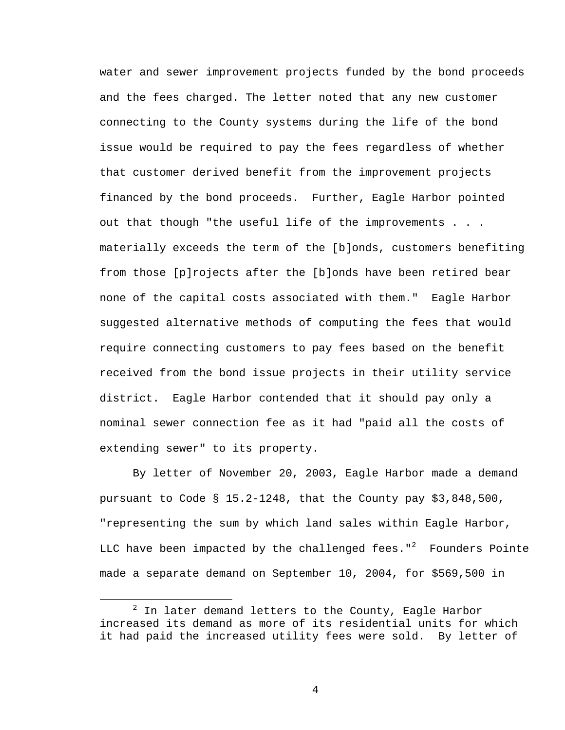water and sewer improvement projects funded by the bond proceeds and the fees charged. The letter noted that any new customer connecting to the County systems during the life of the bond issue would be required to pay the fees regardless of whether that customer derived benefit from the improvement projects financed by the bond proceeds. Further, Eagle Harbor pointed out that though "the useful life of the improvements . . . materially exceeds the term of the [b]onds, customers benefiting from those [p]rojects after the [b]onds have been retired bear none of the capital costs associated with them." Eagle Harbor suggested alternative methods of computing the fees that would require connecting customers to pay fees based on the benefit received from the bond issue projects in their utility service district. Eagle Harbor contended that it should pay only a nominal sewer connection fee as it had "paid all the costs of extending sewer" to its property.

By letter of November 20, 2003, Eagle Harbor made a demand pursuant to Code § 15.2-1248, that the County pay $3,848,500, "representing the sum by which land sales within Eagle Harbor, LLC have been impacted by the challenged fees."[2] Founders Pointe made a separate demand on September 10, 2004, for $569,500 in

[2] In later demand letters to the County, Eagle Harbor increased its demand as more of its residential units for which it had paid the increased utility fees were sold. By letter of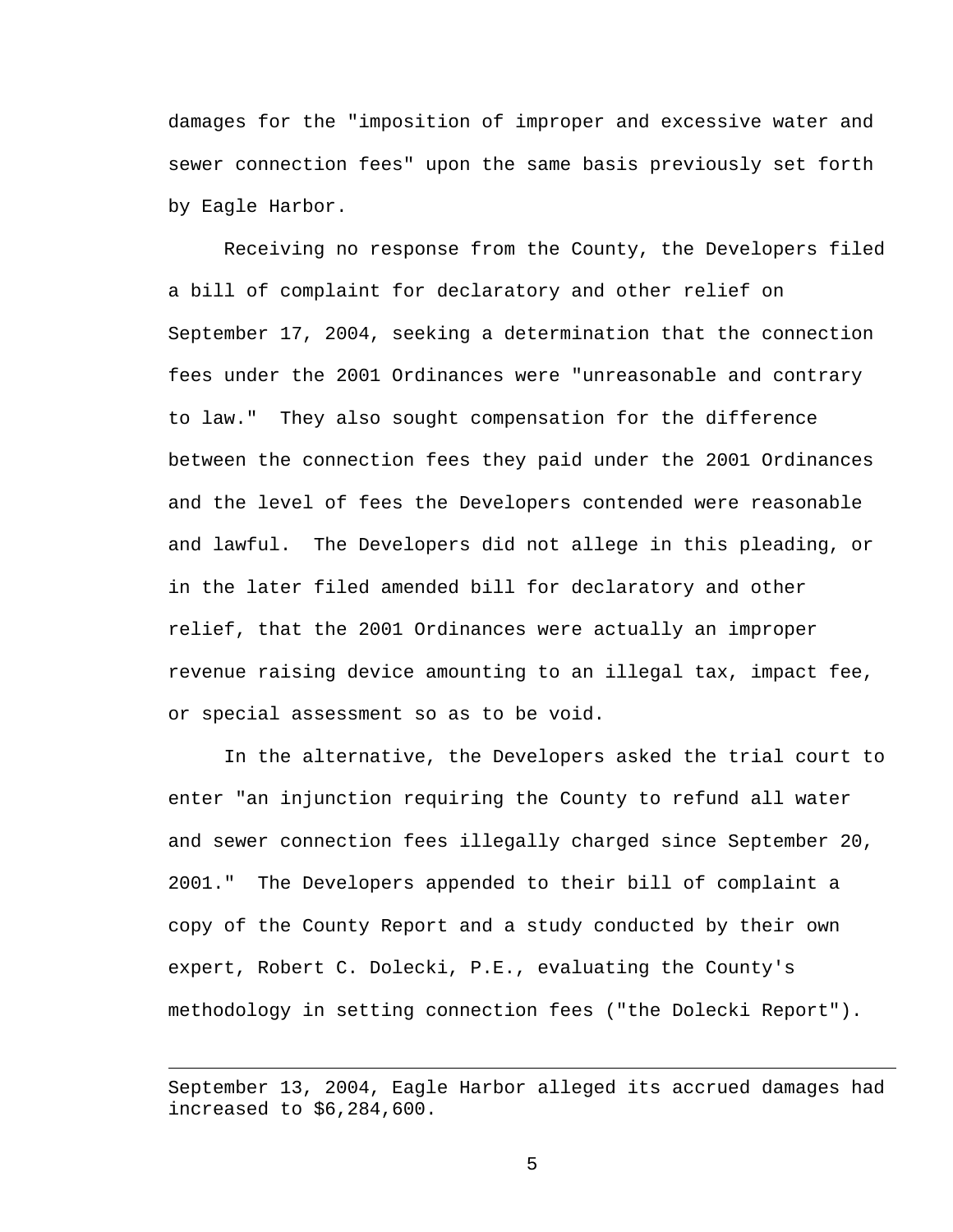damages for the "imposition of improper and excessive water and sewer connection fees" upon the same basis previously set forth by Eagle Harbor.

Receiving no response from the County, the Developers filed a bill of complaint for declaratory and other relief on September 17, 2004, seeking a determination that the connection fees under the 2001 Ordinances were "unreasonable and contrary to law." They also sought compensation for the difference between the connection fees they paid under the 2001 Ordinances and the level of fees the Developers contended were reasonable and lawful. The Developers did not allege in this pleading, or in the later filed amended bill for declaratory and other relief, that the 2001 Ordinances were actually an improper revenue raising device amounting to an illegal tax, impact fee, or special assessment so as to be void.

In the alternative, the Developers asked the trial court to enter "an injunction requiring the County to refund all water and sewer connection fees illegally charged since September 20, 2001." The Developers appended to their bill of complaint a copy of the County Report and a study conducted by their own expert, Robert C. Dolecki, P.E., evaluating the County's methodology in setting connection fees ("the Dolecki Report").

---

September 13, 2004, Eagle Harbor alleged its accrued damages had increased to $6,284,600.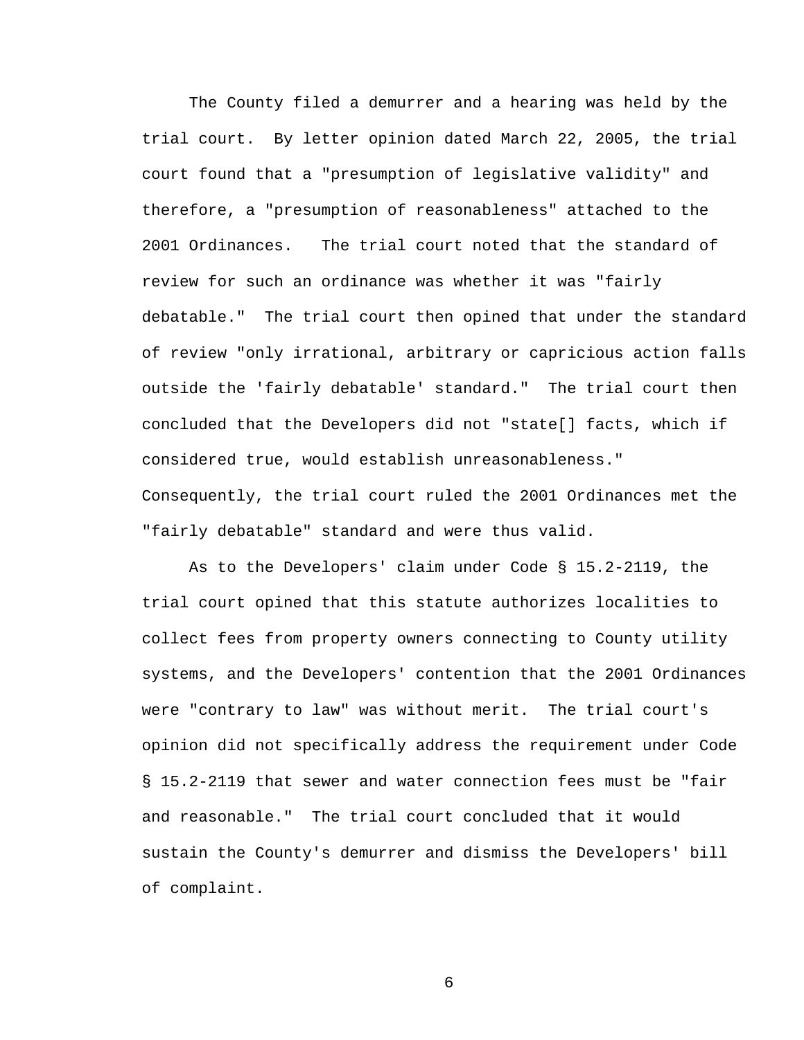The County filed a demurrer and a hearing was held by the trial court. By letter opinion dated March 22, 2005, the trial court found that a "presumption of legislative validity" and therefore, a "presumption of reasonableness" attached to the 2001 Ordinances. The trial court noted that the standard of review for such an ordinance was whether it was "fairly debatable." The trial court then opined that under the standard of review "only irrational, arbitrary or capricious action falls outside the 'fairly debatable' standard." The trial court then concluded that the Developers did not "state[] facts, which if considered true, would establish unreasonableness." Consequently, the trial court ruled the 2001 Ordinances met the "fairly debatable" standard and were thus valid.

As to the Developers' claim under Code § 15.2-2119, the trial court opined that this statute authorizes localities to collect fees from property owners connecting to County utility systems, and the Developers' contention that the 2001 Ordinances were "contrary to law" was without merit. The trial court's opinion did not specifically address the requirement under Code § 15.2-2119 that sewer and water connection fees must be "fair and reasonable." The trial court concluded that it would sustain the County's demurrer and dismiss the Developers' bill of complaint.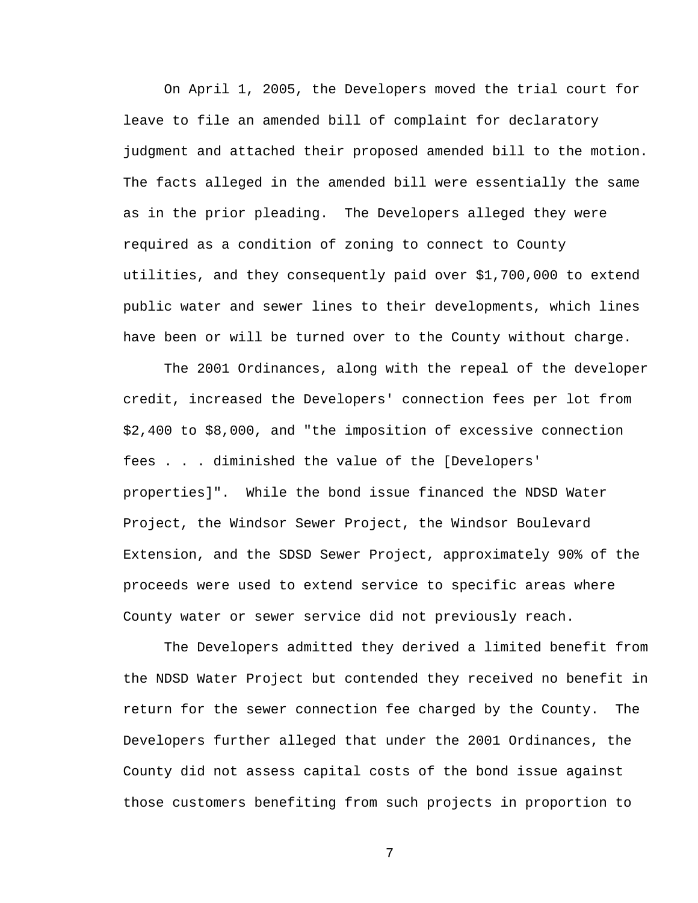On April 1, 2005, the Developers moved the trial court for leave to file an amended bill of complaint for declaratory judgment and attached their proposed amended bill to the motion. The facts alleged in the amended bill were essentially the same as in the prior pleading. The Developers alleged they were required as a condition of zoning to connect to County utilities, and they consequently paid over $1,700,000 to extend public water and sewer lines to their developments, which lines have been or will be turned over to the County without charge.

The 2001 Ordinances, along with the repeal of the developer credit, increased the Developers' connection fees per lot from $2,400 to $8,000, and "the imposition of excessive connection fees . . . diminished the value of the [Developers' properties]". While the bond issue financed the NDSD Water Project, the Windsor Sewer Project, the Windsor Boulevard Extension, and the SDSD Sewer Project, approximately 90% of the proceeds were used to extend service to specific areas where County water or sewer service did not previously reach.

The Developers admitted they derived a limited benefit from the NDSD Water Project but contended they received no benefit in return for the sewer connection fee charged by the County. The Developers further alleged that under the 2001 Ordinances, the County did not assess capital costs of the bond issue against those customers benefiting from such projects in proportion to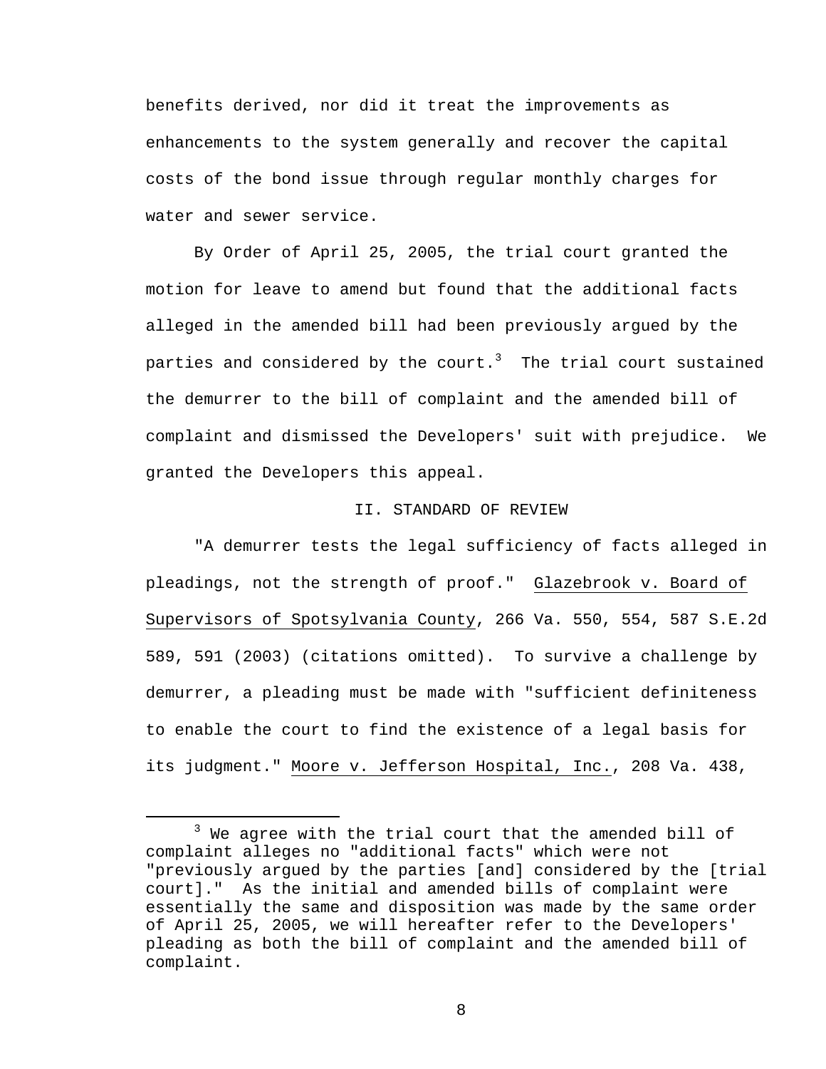benefits derived, nor did it treat the improvements as enhancements to the system generally and recover the capital costs of the bond issue through regular monthly charges for water and sewer service.

By Order of April 25, 2005, the trial court granted the motion for leave to amend but found that the additional facts alleged in the amended bill had been previously argued by the parties and considered by the court.[3] The trial court sustained the demurrer to the bill of complaint and the amended bill of complaint and dismissed the Developers' suit with prejudice. We granted the Developers this appeal.

## II. STANDARD OF REVIEW

"A demurrer tests the legal sufficiency of facts alleged in pleadings, not the strength of proof." Glazebrook v. Board of Supervisors of Spotsylvania County, 266 Va. 550, 554, 587 S.E.2d 589, 591 (2003) (citations omitted). To survive a challenge by demurrer, a pleading must be made with "sufficient definiteness to enable the court to find the existence of a legal basis for its judgment." Moore v. Jefferson Hospital, Inc., 208 Va. 438,

---

[3] We agree with the trial court that the amended bill of complaint alleges no "additional facts" which were not "previously argued by the parties [and] considered by the [trial court]." As the initial and amended bills of complaint were essentially the same and disposition was made by the same order of April 25, 2005, we will hereafter refer to the Developers' pleading as both the bill of complaint and the amended bill of complaint.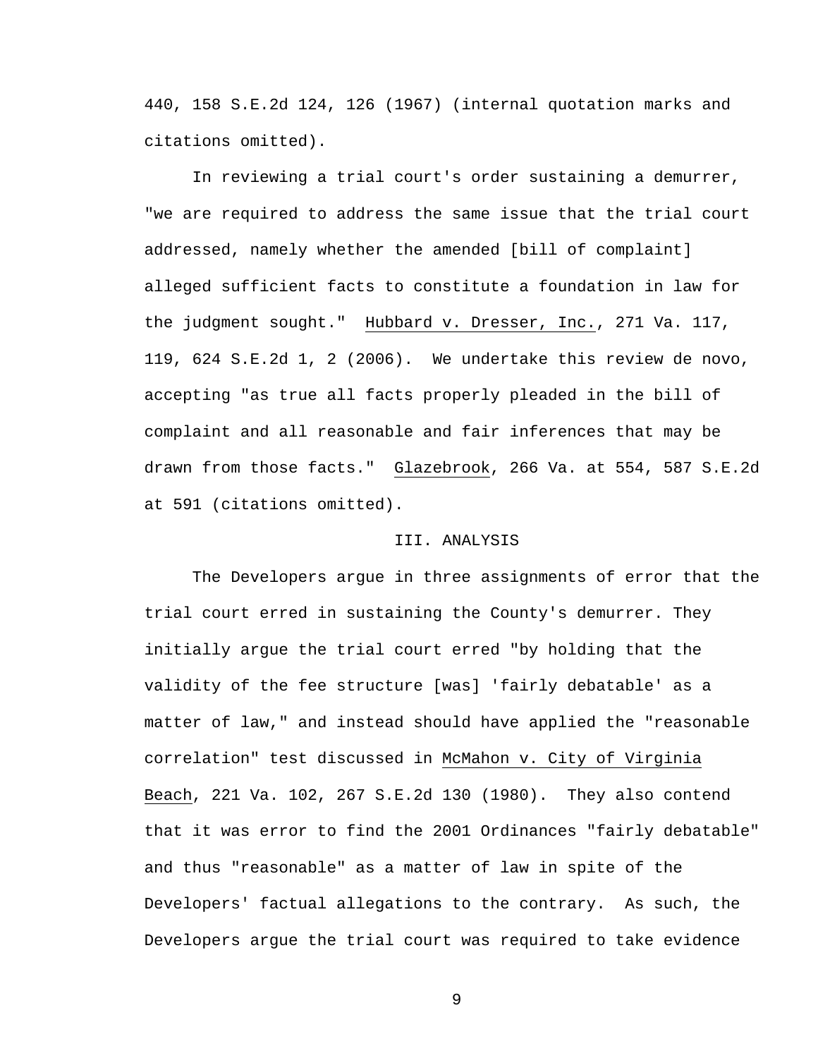440, 158 S.E.2d 124, 126 (1967) (internal quotation marks and citations omitted).

In reviewing a trial court's order sustaining a demurrer, "we are required to address the same issue that the trial court addressed, namely whether the amended [bill of complaint] alleged sufficient facts to constitute a foundation in law for the judgment sought." Hubbard v. Dresser, Inc., 271 Va. 117, 119, 624 S.E.2d 1, 2 (2006). We undertake this review de novo, accepting "as true all facts properly pleaded in the bill of complaint and all reasonable and fair inferences that may be drawn from those facts." Glazebrook, 266 Va. at 554, 587 S.E.2d at 591 (citations omitted).

## III. ANALYSIS

The Developers argue in three assignments of error that the trial court erred in sustaining the County's demurrer. They initially argue the trial court erred "by holding that the validity of the fee structure [was] 'fairly debatable' as a matter of law," and instead should have applied the "reasonable correlation" test discussed in McMahon v. City of Virginia Beach, 221 Va. 102, 267 S.E.2d 130 (1980). They also contend that it was error to find the 2001 Ordinances "fairly debatable" and thus "reasonable" as a matter of law in spite of the Developers' factual allegations to the contrary. As such, the Developers argue the trial court was required to take evidence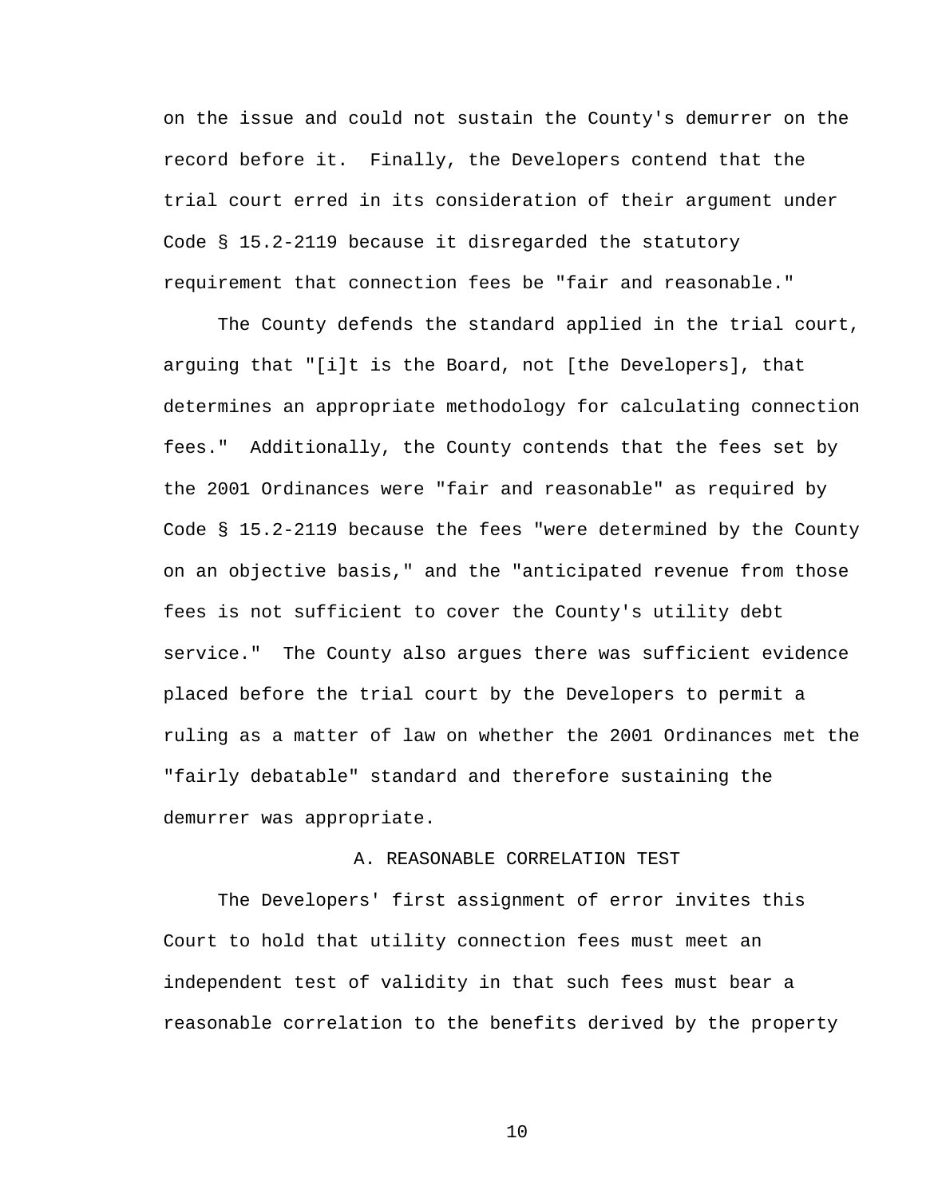on the issue and could not sustain the County's demurrer on the record before it. Finally, the Developers contend that the trial court erred in its consideration of their argument under Code § 15.2-2119 because it disregarded the statutory requirement that connection fees be "fair and reasonable."

The County defends the standard applied in the trial court, arguing that "[i]t is the Board, not [the Developers], that determines an appropriate methodology for calculating connection fees." Additionally, the County contends that the fees set by the 2001 Ordinances were "fair and reasonable" as required by Code § 15.2-2119 because the fees "were determined by the County on an objective basis," and the "anticipated revenue from those fees is not sufficient to cover the County's utility debt service." The County also argues there was sufficient evidence placed before the trial court by the Developers to permit a ruling as a matter of law on whether the 2001 Ordinances met the "fairly debatable" standard and therefore sustaining the demurrer was appropriate.

### A. REASONABLE CORRELATION TEST

The Developers' first assignment of error invites this Court to hold that utility connection fees must meet an independent test of validity in that such fees must bear a reasonable correlation to the benefits derived by the property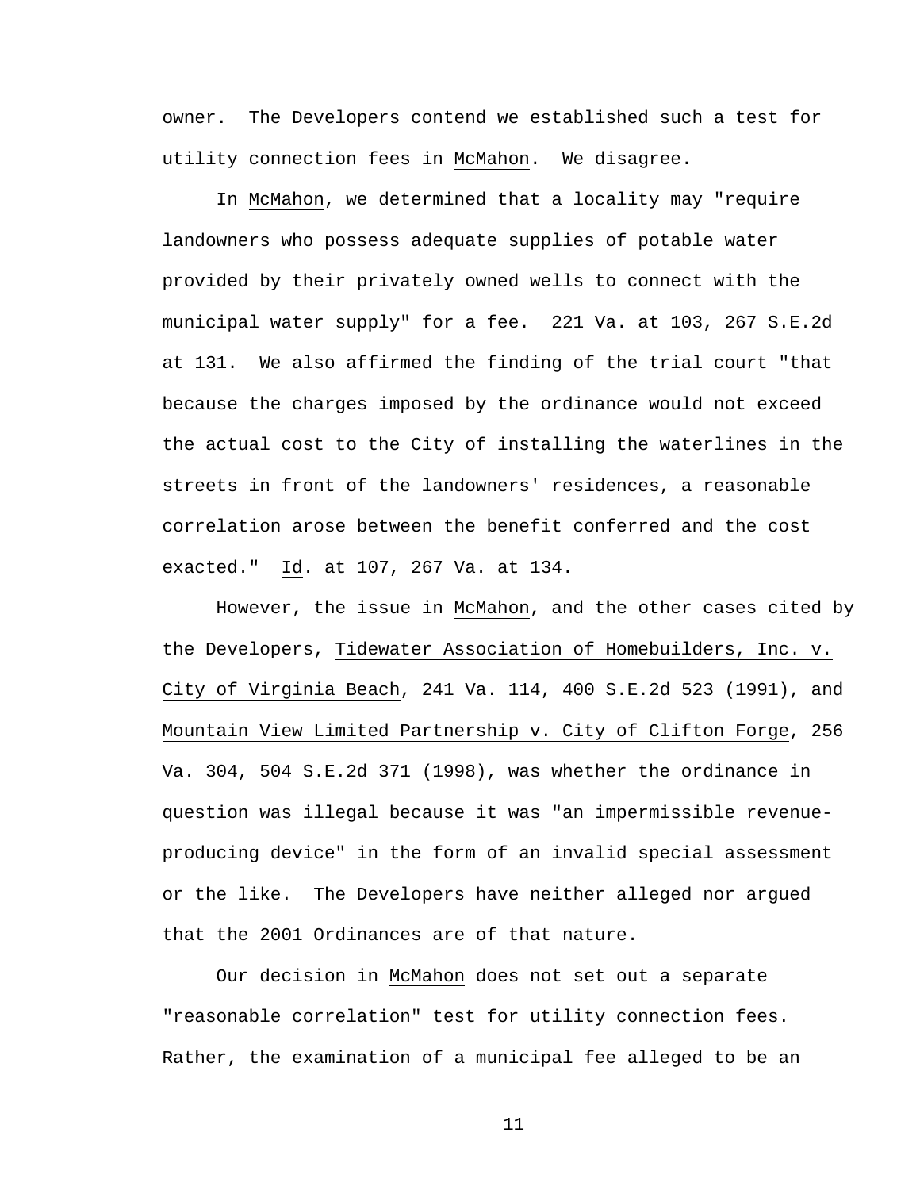owner. The Developers contend we established such a test for utility connection fees in McMahon. We disagree.

In McMahon, we determined that a locality may "require landowners who possess adequate supplies of potable water provided by their privately owned wells to connect with the municipal water supply" for a fee. 221 Va. at 103, 267 S.E.2d at 131. We also affirmed the finding of the trial court "that because the charges imposed by the ordinance would not exceed the actual cost to the City of installing the waterlines in the streets in front of the landowners' residences, a reasonable correlation arose between the benefit conferred and the cost exacted." Id. at 107, 267 Va. at 134.

However, the issue in McMahon, and the other cases cited by the Developers, Tidewater Association of Homebuilders, Inc. v. City of Virginia Beach, 241 Va. 114, 400 S.E.2d 523 (1991), and Mountain View Limited Partnership v. City of Clifton Forge, 256 Va. 304, 504 S.E.2d 371 (1998), was whether the ordinance in question was illegal because it was "an impermissible revenue-producing device" in the form of an invalid special assessment or the like. The Developers have neither alleged nor argued that the 2001 Ordinances are of that nature.

Our decision in McMahon does not set out a separate "reasonable correlation" test for utility connection fees. Rather, the examination of a municipal fee alleged to be an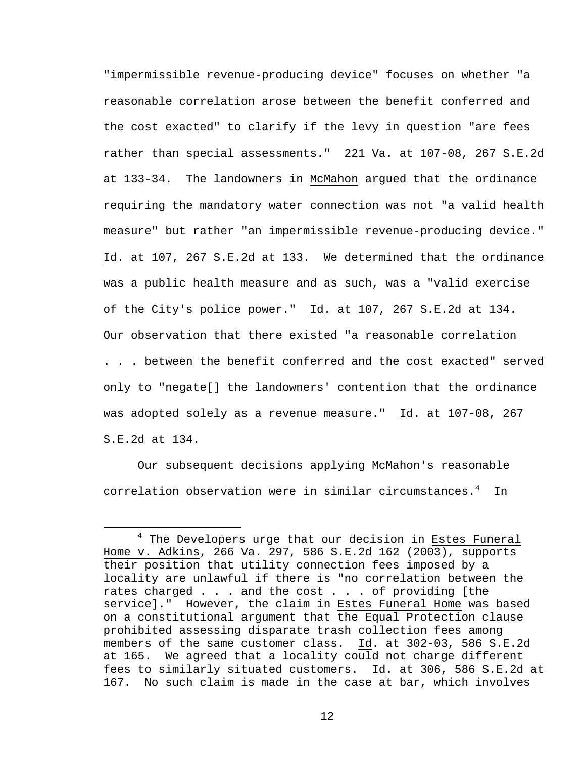"impermissible revenue-producing device" focuses on whether "a reasonable correlation arose between the benefit conferred and the cost exacted" to clarify if the levy in question "are fees rather than special assessments." 221 Va. at 107-08, 267 S.E.2d at 133-34. The landowners in McMahon argued that the ordinance requiring the mandatory water connection was not "a valid health measure" but rather "an impermissible revenue-producing device." Id. at 107, 267 S.E.2d at 133. We determined that the ordinance was a public health measure and as such, was a "valid exercise of the City's police power." Id. at 107, 267 S.E.2d at 134. Our observation that there existed "a reasonable correlation . . . between the benefit conferred and the cost exacted" served only to "negate[] the landowners' contention that the ordinance was adopted solely as a revenue measure." Id. at 107-08, 267 S.E.2d at 134.

Our subsequent decisions applying McMahon's reasonable correlation observation were in similar circumstances.[4] In

[4] The Developers urge that our decision in Estes Funeral Home v. Adkins, 266 Va. 297, 586 S.E.2d 162 (2003), supports their position that utility connection fees imposed by a locality are unlawful if there is "no correlation between the rates charged . . . and the cost . . . of providing [the service]." However, the claim in Estes Funeral Home was based on a constitutional argument that the Equal Protection clause prohibited assessing disparate trash collection fees among members of the same customer class. Id. at 302-03, 586 S.E.2d at 165. We agreed that a locality could not charge different fees to similarly situated customers. Id. at 306, 586 S.E.2d at 167. No such claim is made in the case at bar, which involves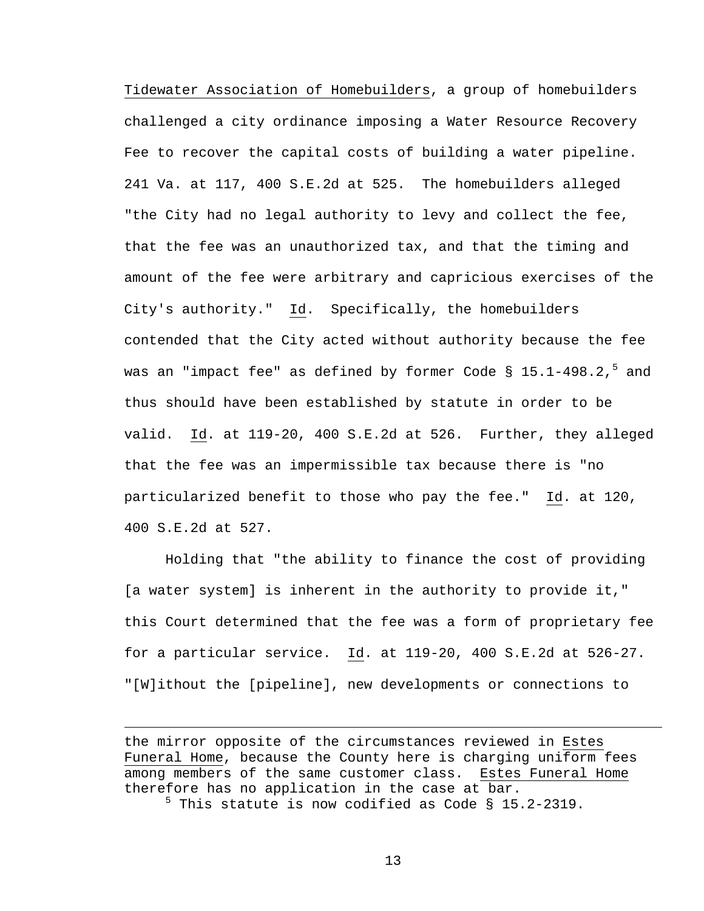Tidewater Association of Homebuilders, a group of homebuilders challenged a city ordinance imposing a Water Resource Recovery Fee to recover the capital costs of building a water pipeline. 241 Va. at 117, 400 S.E.2d at 525. The homebuilders alleged "the City had no legal authority to levy and collect the fee, that the fee was an unauthorized tax, and that the timing and amount of the fee were arbitrary and capricious exercises of the City's authority." Id. Specifically, the homebuilders contended that the City acted without authority because the fee was an "impact fee" as defined by former Code § 15.1-498.2,[5] and thus should have been established by statute in order to be valid. Id. at 119-20, 400 S.E.2d at 526. Further, they alleged that the fee was an impermissible tax because there is "no particularized benefit to those who pay the fee." Id. at 120, 400 S.E.2d at 527.

Holding that "the ability to finance the cost of providing [a water system] is inherent in the authority to provide it," this Court determined that the fee was a form of proprietary fee for a particular service. Id. at 119-20, 400 S.E.2d at 526-27. "[W]ithout the [pipeline], new developments or connections to

---

the mirror opposite of the circumstances reviewed in Estes Funeral Home, because the County here is charging uniform fees among members of the same customer class. Estes Funeral Home therefore has no application in the case at bar.

[5] This statute is now codified as Code § 15.2-2319.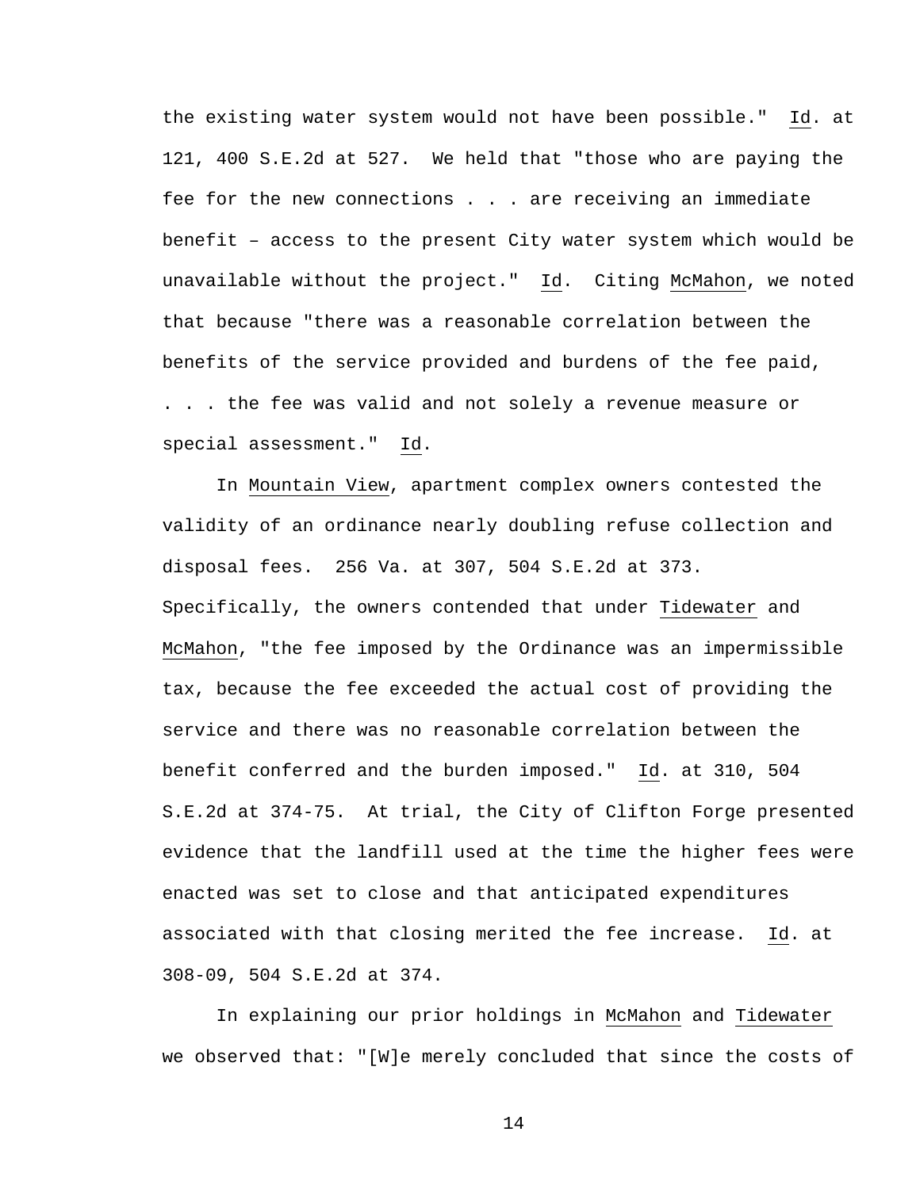the existing water system would not have been possible." Id. at 121, 400 S.E.2d at 527. We held that "those who are paying the fee for the new connections . . . are receiving an immediate benefit – access to the present City water system which would be unavailable without the project." Id. Citing McMahon, we noted that because "there was a reasonable correlation between the benefits of the service provided and burdens of the fee paid, . . . the fee was valid and not solely a revenue measure or special assessment." Id.

In Mountain View, apartment complex owners contested the validity of an ordinance nearly doubling refuse collection and disposal fees. 256 Va. at 307, 504 S.E.2d at 373. Specifically, the owners contended that under Tidewater and McMahon, "the fee imposed by the Ordinance was an impermissible tax, because the fee exceeded the actual cost of providing the service and there was no reasonable correlation between the benefit conferred and the burden imposed." Id. at 310, 504 S.E.2d at 374-75. At trial, the City of Clifton Forge presented evidence that the landfill used at the time the higher fees were enacted was set to close and that anticipated expenditures associated with that closing merited the fee increase. Id. at 308-09, 504 S.E.2d at 374.

In explaining our prior holdings in McMahon and Tidewater we observed that: "[W]e merely concluded that since the costs of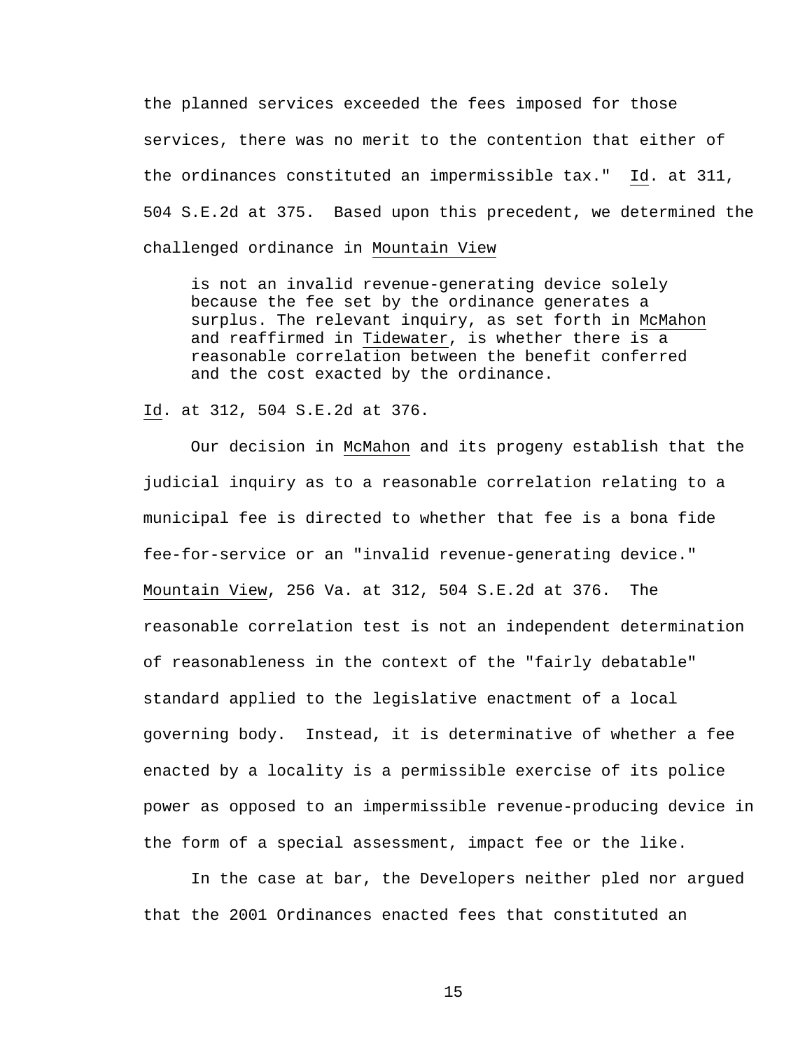the planned services exceeded the fees imposed for those services, there was no merit to the contention that either of the ordinances constituted an impermissible tax." Id. at 311, 504 S.E.2d at 375. Based upon this precedent, we determined the challenged ordinance in Mountain View

> is not an invalid revenue-generating device solely because the fee set by the ordinance generates a surplus. The relevant inquiry, as set forth in McMahon and reaffirmed in Tidewater, is whether there is a reasonable correlation between the benefit conferred and the cost exacted by the ordinance.

Id. at 312, 504 S.E.2d at 376.

Our decision in McMahon and its progeny establish that the judicial inquiry as to a reasonable correlation relating to a municipal fee is directed to whether that fee is a bona fide fee-for-service or an "invalid revenue-generating device." Mountain View, 256 Va. at 312, 504 S.E.2d at 376. The reasonable correlation test is not an independent determination of reasonableness in the context of the "fairly debatable" standard applied to the legislative enactment of a local governing body. Instead, it is determinative of whether a fee enacted by a locality is a permissible exercise of its police power as opposed to an impermissible revenue-producing device in the form of a special assessment, impact fee or the like.

In the case at bar, the Developers neither pled nor argued that the 2001 Ordinances enacted fees that constituted an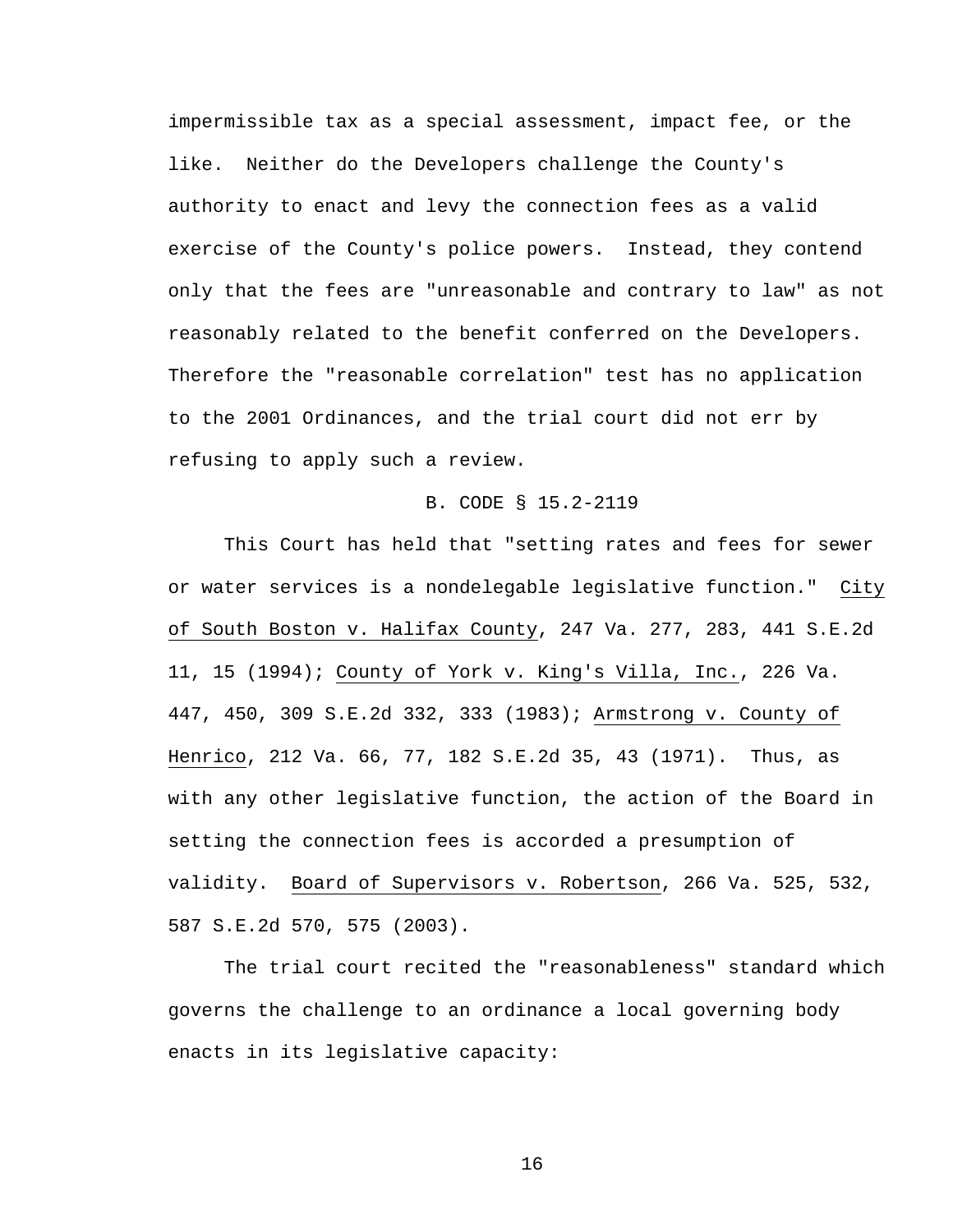impermissible tax as a special assessment, impact fee, or the like. Neither do the Developers challenge the County's authority to enact and levy the connection fees as a valid exercise of the County's police powers. Instead, they contend only that the fees are "unreasonable and contrary to law" as not reasonably related to the benefit conferred on the Developers. Therefore the "reasonable correlation" test has no application to the 2001 Ordinances, and the trial court did not err by refusing to apply such a review.

### B. CODE § 15.2-2119

This Court has held that "setting rates and fees for sewer or water services is a nondelegable legislative function." City of South Boston v. Halifax County, 247 Va. 277, 283, 441 S.E.2d 11, 15 (1994); County of York v. King's Villa, Inc., 226 Va. 447, 450, 309 S.E.2d 332, 333 (1983); Armstrong v. County of Henrico, 212 Va. 66, 77, 182 S.E.2d 35, 43 (1971). Thus, as with any other legislative function, the action of the Board in setting the connection fees is accorded a presumption of validity. Board of Supervisors v. Robertson, 266 Va. 525, 532, 587 S.E.2d 570, 575 (2003).

The trial court recited the "reasonableness" standard which governs the challenge to an ordinance a local governing body enacts in its legislative capacity: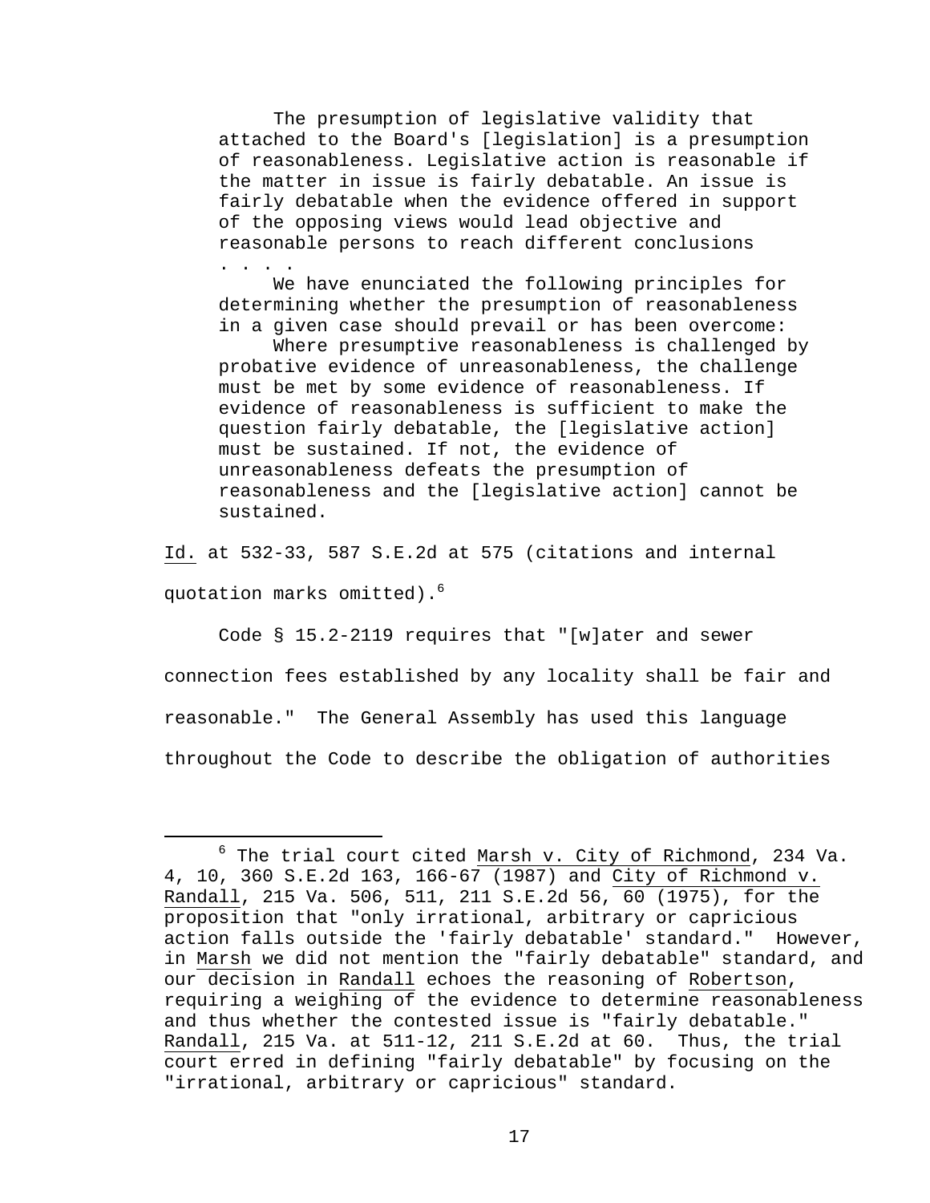> The presumption of legislative validity that attached to the Board's [legislation] is a presumption of reasonableness. Legislative action is reasonable if the matter in issue is fairly debatable. An issue is fairly debatable when the evidence offered in support of the opposing views would lead objective and reasonable persons to reach different conclusions . . . .
>
> We have enunciated the following principles for determining whether the presumption of reasonableness in a given case should prevail or has been overcome:
>
> Where presumptive reasonableness is challenged by probative evidence of unreasonableness, the challenge must be met by some evidence of reasonableness. If evidence of reasonableness is sufficient to make the question fairly debatable, the [legislative action] must be sustained. If not, the evidence of unreasonableness defeats the presumption of reasonableness and the [legislative action] cannot be sustained.

Id. at 532-33, 587 S.E.2d at 575 (citations and internal quotation marks omitted).[6]

Code § 15.2-2119 requires that "[w]ater and sewer connection fees established by any locality shall be fair and reasonable." The General Assembly has used this language throughout the Code to describe the obligation of authorities

---

[6] The trial court cited Marsh v. City of Richmond, 234 Va. 4, 10, 360 S.E.2d 163, 166-67 (1987) and City of Richmond v. Randall, 215 Va. 506, 511, 211 S.E.2d 56, 60 (1975), for the proposition that "only irrational, arbitrary or capricious action falls outside the 'fairly debatable' standard." However, in Marsh we did not mention the "fairly debatable" standard, and our decision in Randall echoes the reasoning of Robertson, requiring a weighing of the evidence to determine reasonableness and thus whether the contested issue is "fairly debatable." Randall, 215 Va. at 511-12, 211 S.E.2d at 60. Thus, the trial court erred in defining "fairly debatable" by focusing on the "irrational, arbitrary or capricious" standard.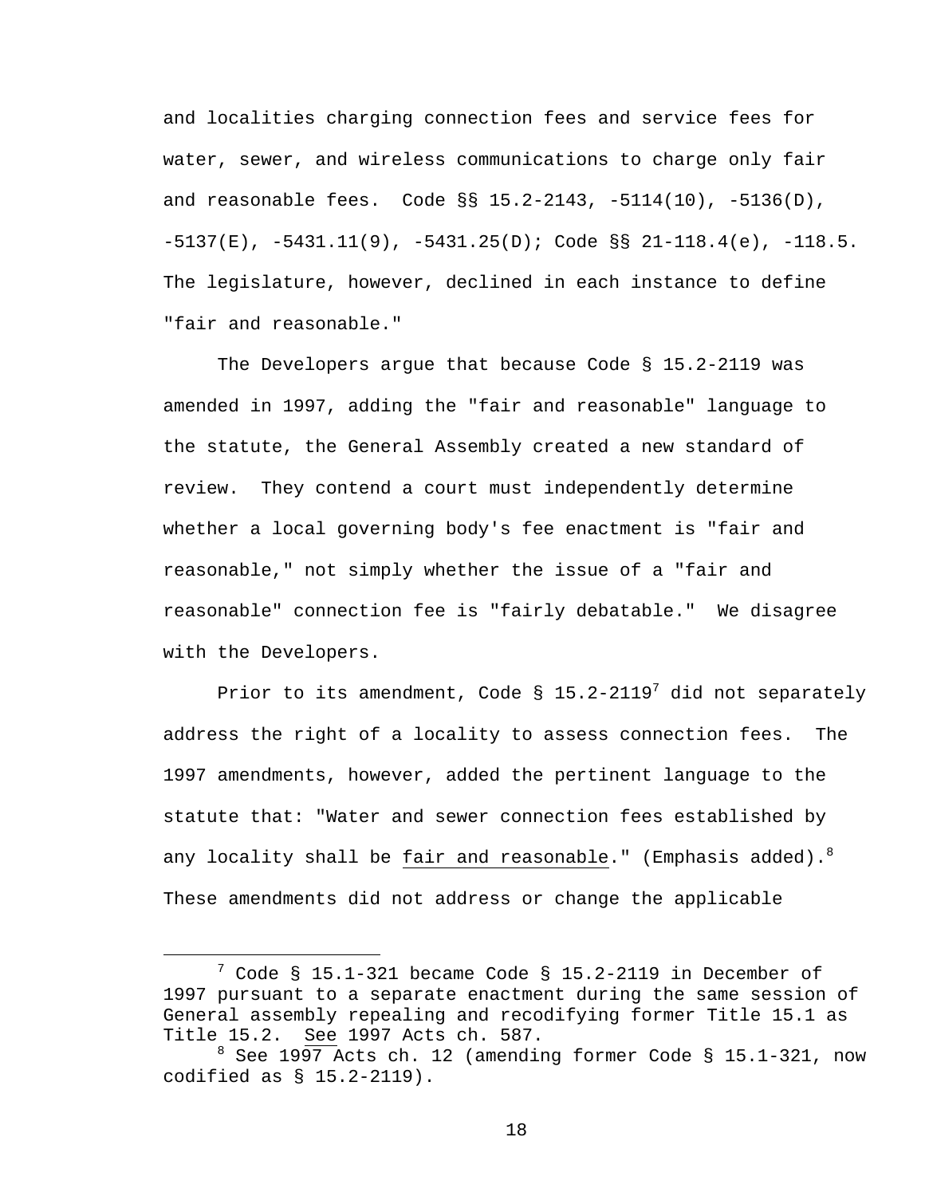and localities charging connection fees and service fees for water, sewer, and wireless communications to charge only fair and reasonable fees. Code §§ 15.2-2143, -5114(10), -5136(D), -5137(E), -5431.11(9), -5431.25(D); Code §§ 21-118.4(e), -118.5. The legislature, however, declined in each instance to define "fair and reasonable."

The Developers argue that because Code § 15.2-2119 was amended in 1997, adding the "fair and reasonable" language to the statute, the General Assembly created a new standard of review. They contend a court must independently determine whether a local governing body's fee enactment is "fair and reasonable," not simply whether the issue of a "fair and reasonable" connection fee is "fairly debatable." We disagree with the Developers.

Prior to its amendment, Code § 15.2-2119[7] did not separately address the right of a locality to assess connection fees. The 1997 amendments, however, added the pertinent language to the statute that: "Water and sewer connection fees established by any locality shall be fair and reasonable." (Emphasis added).[8] These amendments did not address or change the applicable

---

[7] Code § 15.1-321 became Code § 15.2-2119 in December of 1997 pursuant to a separate enactment during the same session of General assembly repealing and recodifying former Title 15.1 as Title 15.2. See 1997 Acts ch. 587.

[8] See 1997 Acts ch. 12 (amending former Code § 15.1-321, now codified as § 15.2-2119).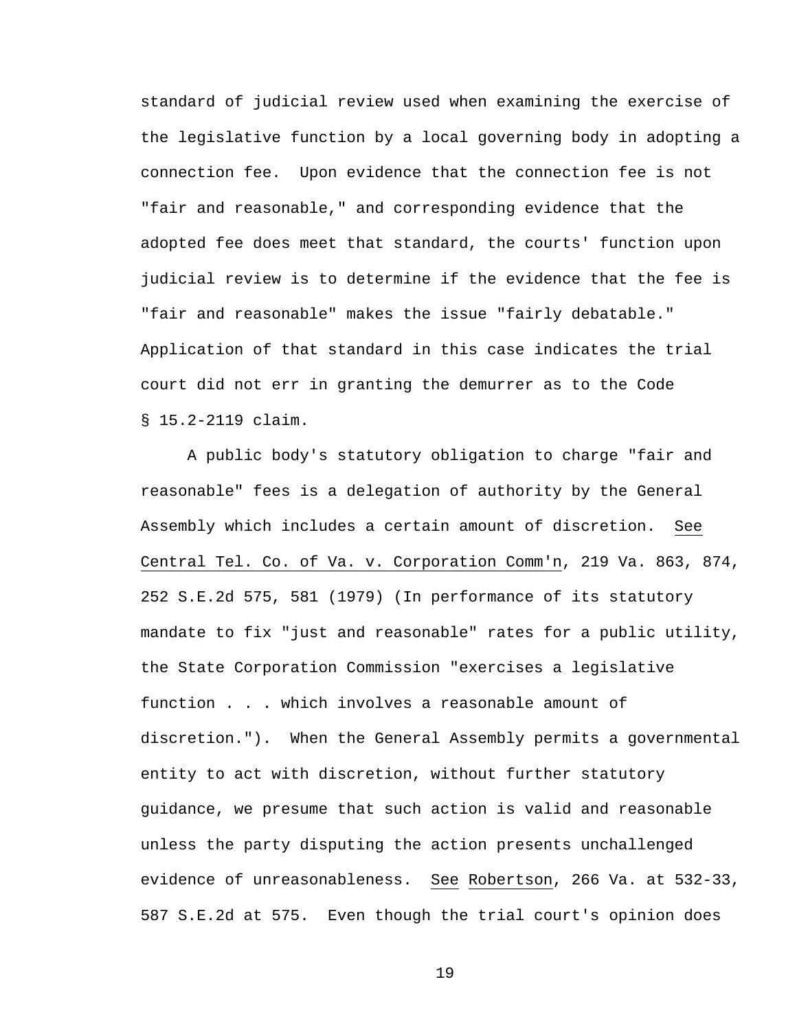standard of judicial review used when examining the exercise of the legislative function by a local governing body in adopting a connection fee. Upon evidence that the connection fee is not "fair and reasonable," and corresponding evidence that the adopted fee does meet that standard, the courts' function upon judicial review is to determine if the evidence that the fee is "fair and reasonable" makes the issue "fairly debatable." Application of that standard in this case indicates the trial court did not err in granting the demurrer as to the Code § 15.2-2119 claim.

A public body's statutory obligation to charge "fair and reasonable" fees is a delegation of authority by the General Assembly which includes a certain amount of discretion. See Central Tel. Co. of Va. v. Corporation Comm'n, 219 Va. 863, 874, 252 S.E.2d 575, 581 (1979) (In performance of its statutory mandate to fix "just and reasonable" rates for a public utility, the State Corporation Commission "exercises a legislative function . . . which involves a reasonable amount of discretion."). When the General Assembly permits a governmental entity to act with discretion, without further statutory guidance, we presume that such action is valid and reasonable unless the party disputing the action presents unchallenged evidence of unreasonableness. See Robertson, 266 Va. at 532-33, 587 S.E.2d at 575. Even though the trial court's opinion does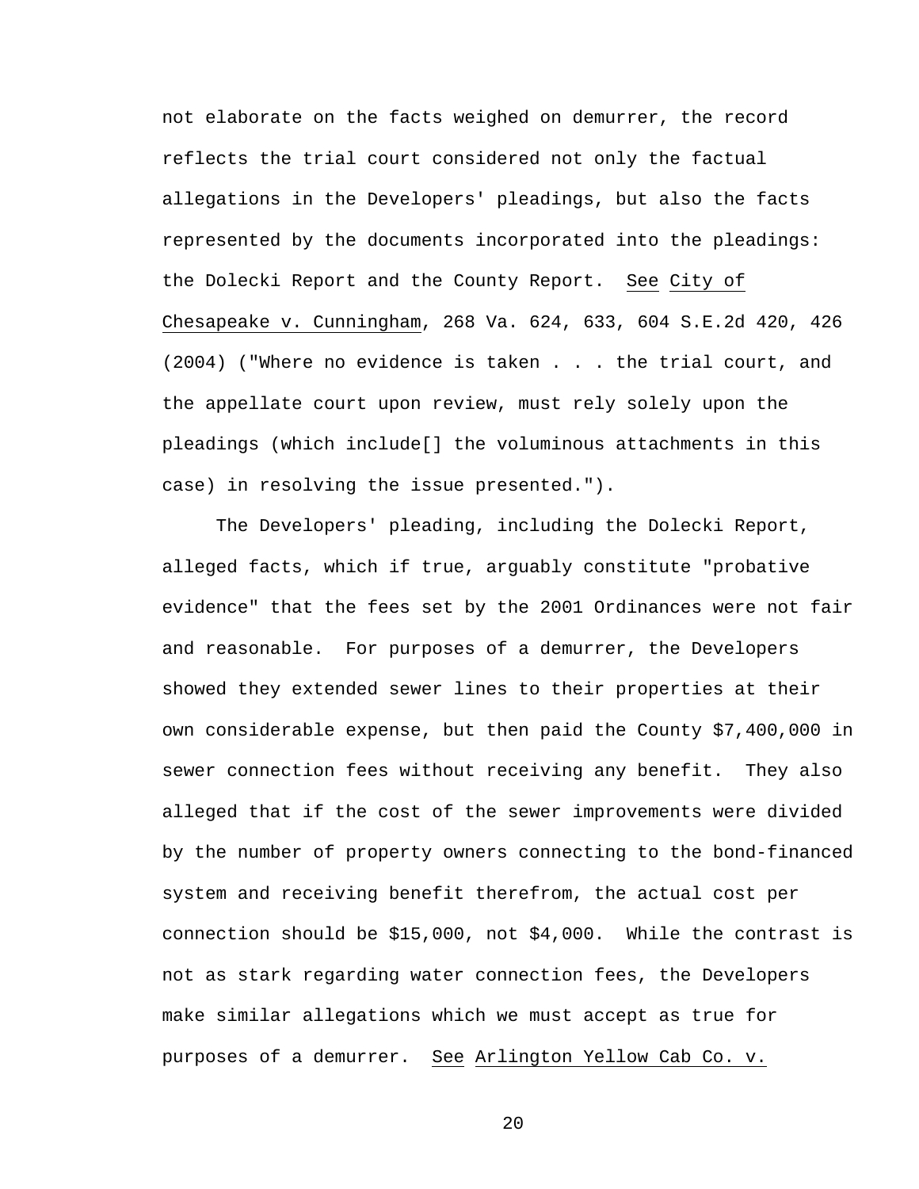not elaborate on the facts weighed on demurrer, the record reflects the trial court considered not only the factual allegations in the Developers' pleadings, but also the facts represented by the documents incorporated into the pleadings: the Dolecki Report and the County Report. See City of Chesapeake v. Cunningham, 268 Va. 624, 633, 604 S.E.2d 420, 426 (2004) ("Where no evidence is taken . . . the trial court, and the appellate court upon review, must rely solely upon the pleadings (which include[] the voluminous attachments in this case) in resolving the issue presented.").

The Developers' pleading, including the Dolecki Report, alleged facts, which if true, arguably constitute "probative evidence" that the fees set by the 2001 Ordinances were not fair and reasonable. For purposes of a demurrer, the Developers showed they extended sewer lines to their properties at their own considerable expense, but then paid the County $7,400,000 in sewer connection fees without receiving any benefit. They also alleged that if the cost of the sewer improvements were divided by the number of property owners connecting to the bond-financed system and receiving benefit therefrom, the actual cost per connection should be $15,000, not $4,000. While the contrast is not as stark regarding water connection fees, the Developers make similar allegations which we must accept as true for purposes of a demurrer. See Arlington Yellow Cab Co. v.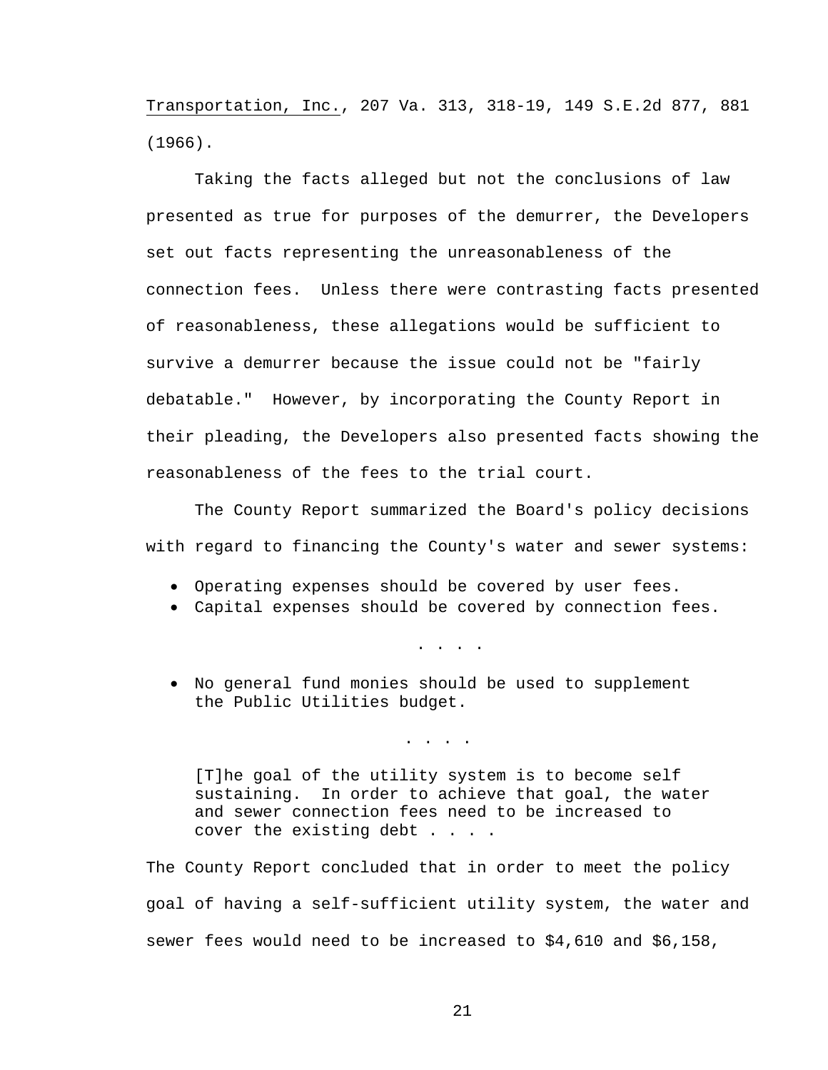Transportation, Inc., 207 Va. 313, 318-19, 149 S.E.2d 877, 881 (1966).

Taking the facts alleged but not the conclusions of law presented as true for purposes of the demurrer, the Developers set out facts representing the unreasonableness of the connection fees. Unless there were contrasting facts presented of reasonableness, these allegations would be sufficient to survive a demurrer because the issue could not be "fairly debatable." However, by incorporating the County Report in their pleading, the Developers also presented facts showing the reasonableness of the fees to the trial court.

The County Report summarized the Board's policy decisions with regard to financing the County's water and sewer systems:

- Operating expenses should be covered by user fees.
- Capital expenses should be covered by connection fees.

. . . .

- No general fund monies should be used to supplement the Public Utilities budget.

. . . .

> [T]he goal of the utility system is to become self sustaining. In order to achieve that goal, the water and sewer connection fees need to be increased to cover the existing debt . . . .

The County Report concluded that in order to meet the policy goal of having a self-sufficient utility system, the water and sewer fees would need to be increased to $4,610 and $6,158,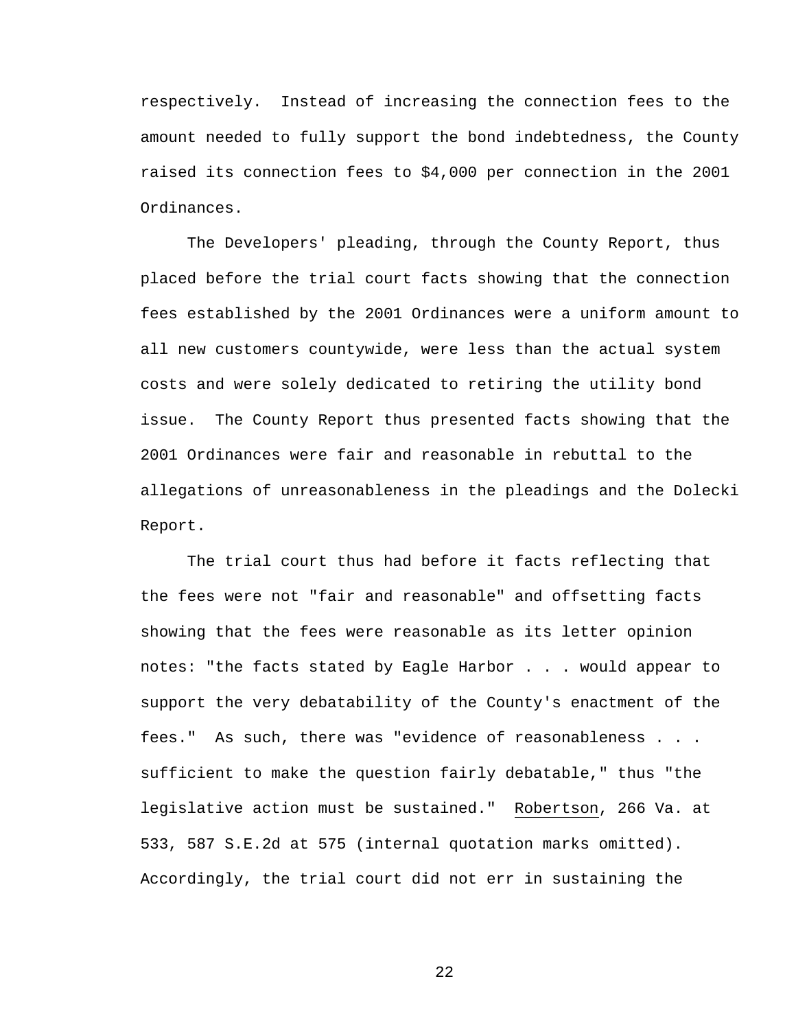respectively. Instead of increasing the connection fees to the amount needed to fully support the bond indebtedness, the County raised its connection fees to $4,000 per connection in the 2001 Ordinances.

The Developers' pleading, through the County Report, thus placed before the trial court facts showing that the connection fees established by the 2001 Ordinances were a uniform amount to all new customers countywide, were less than the actual system costs and were solely dedicated to retiring the utility bond issue. The County Report thus presented facts showing that the 2001 Ordinances were fair and reasonable in rebuttal to the allegations of unreasonableness in the pleadings and the Dolecki Report.

The trial court thus had before it facts reflecting that the fees were not "fair and reasonable" and offsetting facts showing that the fees were reasonable as its letter opinion notes: "the facts stated by Eagle Harbor . . . would appear to support the very debatability of the County's enactment of the fees." As such, there was "evidence of reasonableness . . . sufficient to make the question fairly debatable," thus "the legislative action must be sustained." Robertson, 266 Va. at 533, 587 S.E.2d at 575 (internal quotation marks omitted). Accordingly, the trial court did not err in sustaining the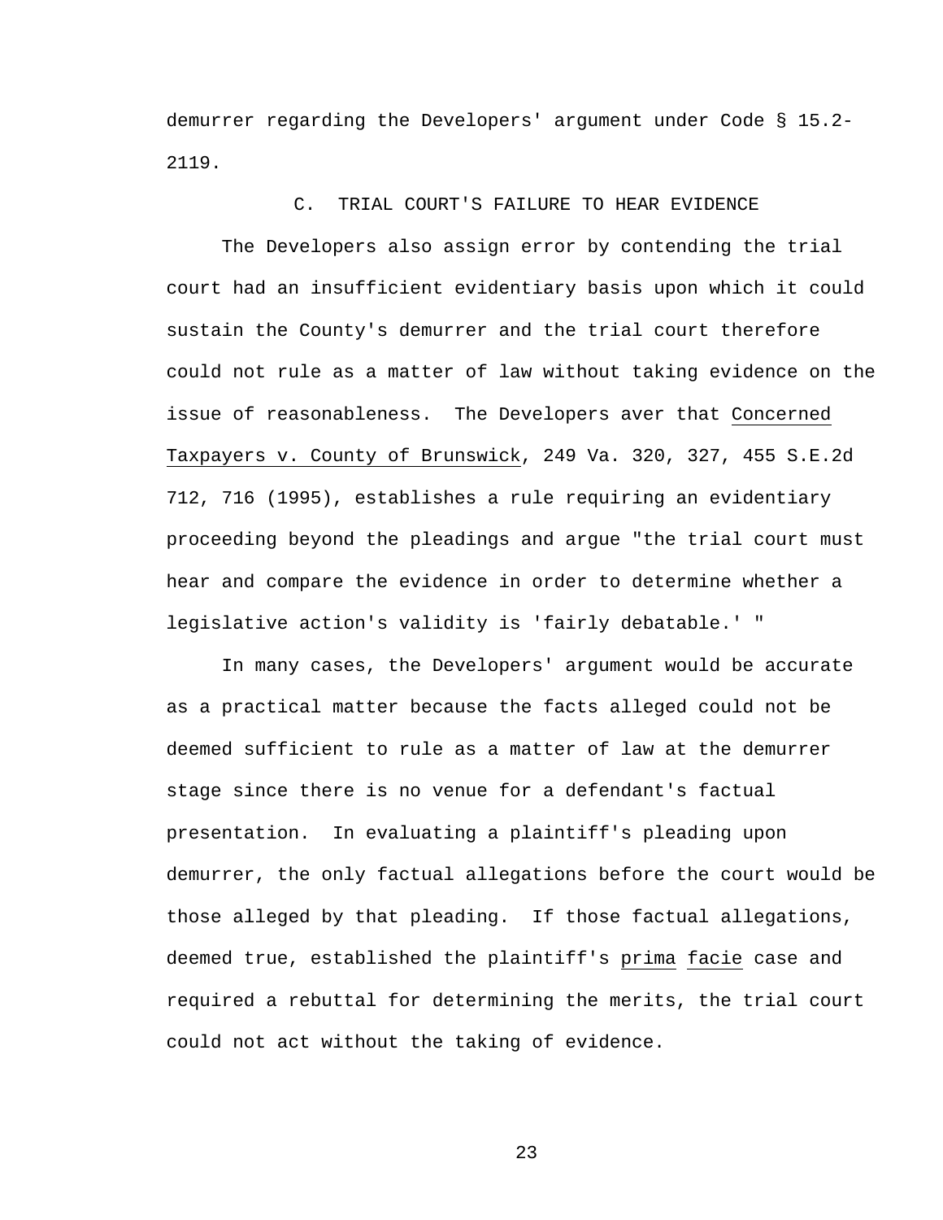demurrer regarding the Developers' argument under Code § 15.2-2119.

### C. TRIAL COURT'S FAILURE TO HEAR EVIDENCE

The Developers also assign error by contending the trial court had an insufficient evidentiary basis upon which it could sustain the County's demurrer and the trial court therefore could not rule as a matter of law without taking evidence on the issue of reasonableness. The Developers aver that Concerned Taxpayers v. County of Brunswick, 249 Va. 320, 327, 455 S.E.2d 712, 716 (1995), establishes a rule requiring an evidentiary proceeding beyond the pleadings and argue "the trial court must hear and compare the evidence in order to determine whether a legislative action's validity is 'fairly debatable.' "

In many cases, the Developers' argument would be accurate as a practical matter because the facts alleged could not be deemed sufficient to rule as a matter of law at the demurrer stage since there is no venue for a defendant's factual presentation. In evaluating a plaintiff's pleading upon demurrer, the only factual allegations before the court would be those alleged by that pleading. If those factual allegations, deemed true, established the plaintiff's prima facie case and required a rebuttal for determining the merits, the trial court could not act without the taking of evidence.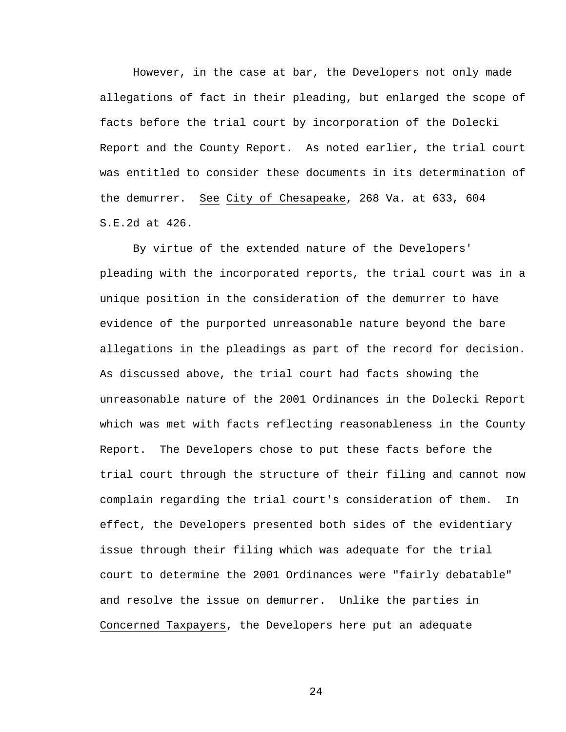However, in the case at bar, the Developers not only made allegations of fact in their pleading, but enlarged the scope of facts before the trial court by incorporation of the Dolecki Report and the County Report. As noted earlier, the trial court was entitled to consider these documents in its determination of the demurrer. See City of Chesapeake, 268 Va. at 633, 604 S.E.2d at 426.

By virtue of the extended nature of the Developers' pleading with the incorporated reports, the trial court was in a unique position in the consideration of the demurrer to have evidence of the purported unreasonable nature beyond the bare allegations in the pleadings as part of the record for decision. As discussed above, the trial court had facts showing the unreasonable nature of the 2001 Ordinances in the Dolecki Report which was met with facts reflecting reasonableness in the County Report. The Developers chose to put these facts before the trial court through the structure of their filing and cannot now complain regarding the trial court's consideration of them. In effect, the Developers presented both sides of the evidentiary issue through their filing which was adequate for the trial court to determine the 2001 Ordinances were "fairly debatable" and resolve the issue on demurrer. Unlike the parties in Concerned Taxpayers, the Developers here put an adequate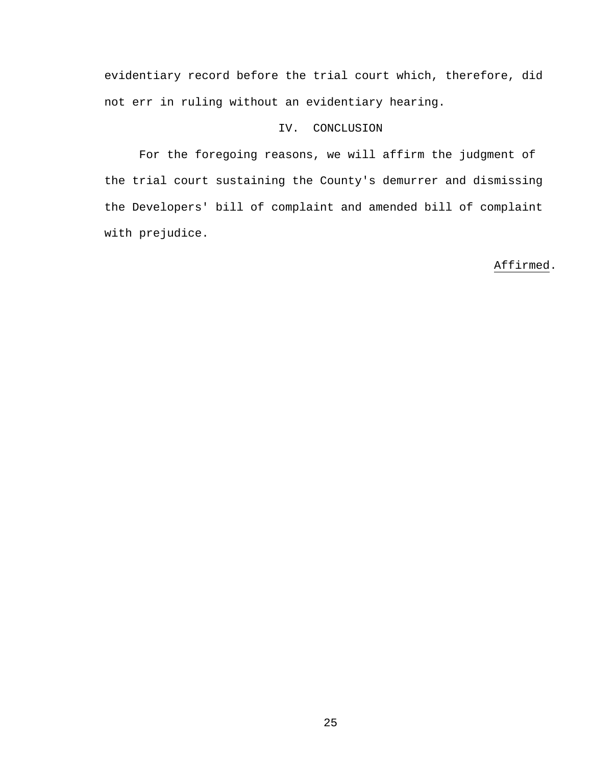evidentiary record before the trial court which, therefore, did not err in ruling without an evidentiary hearing.

## IV. CONCLUSION

For the foregoing reasons, we will affirm the judgment of the trial court sustaining the County's demurrer and dismissing the Developers' bill of complaint and amended bill of complaint with prejudice.

Affirmed.